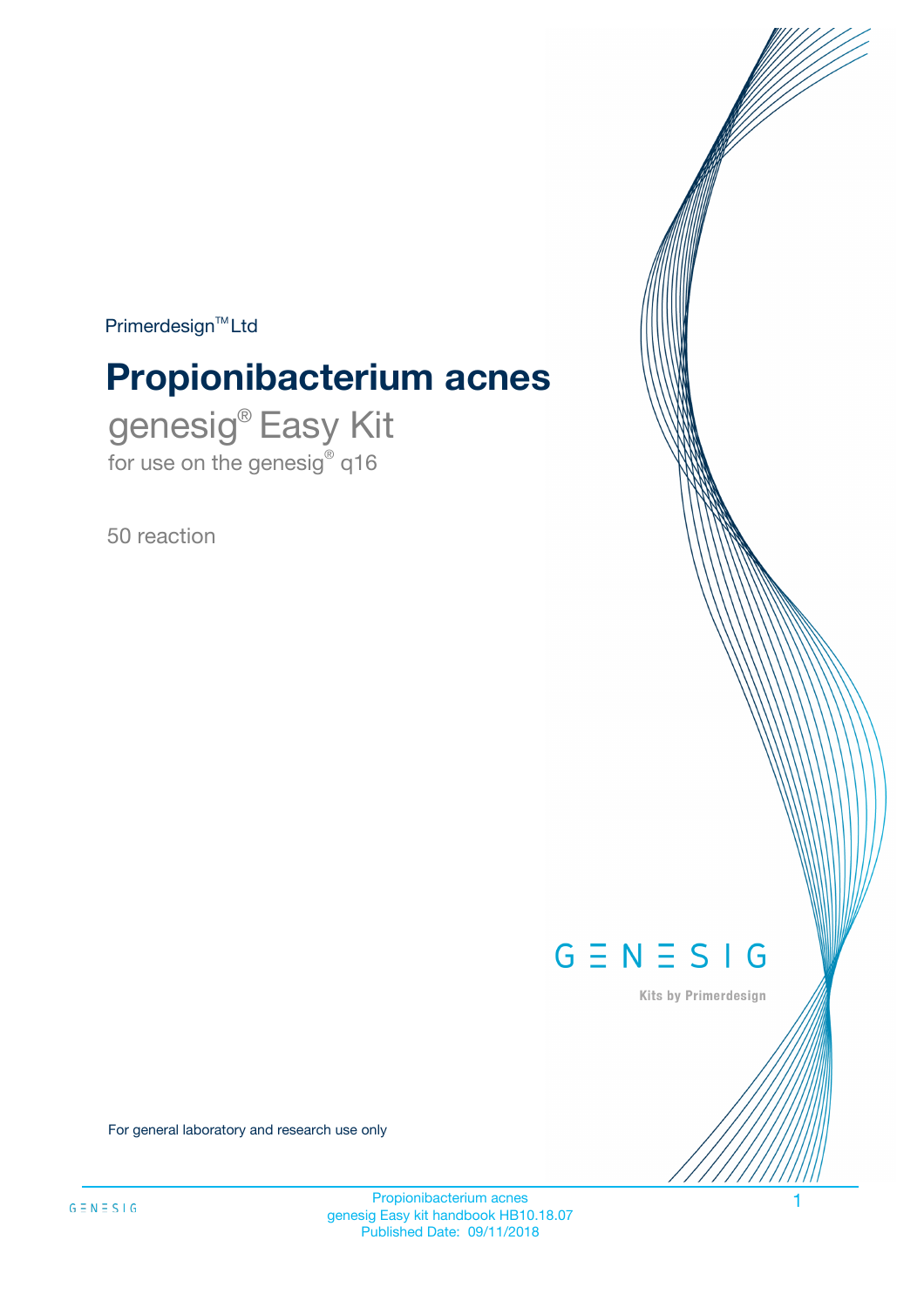Primerdesign™ Ltd

# Propionibacterium acnes

## genesig® Easy Kit

for use on the genesig® q16

50 reaction

GENESIG

Kits by Primerdesign

For general laboratory and research use only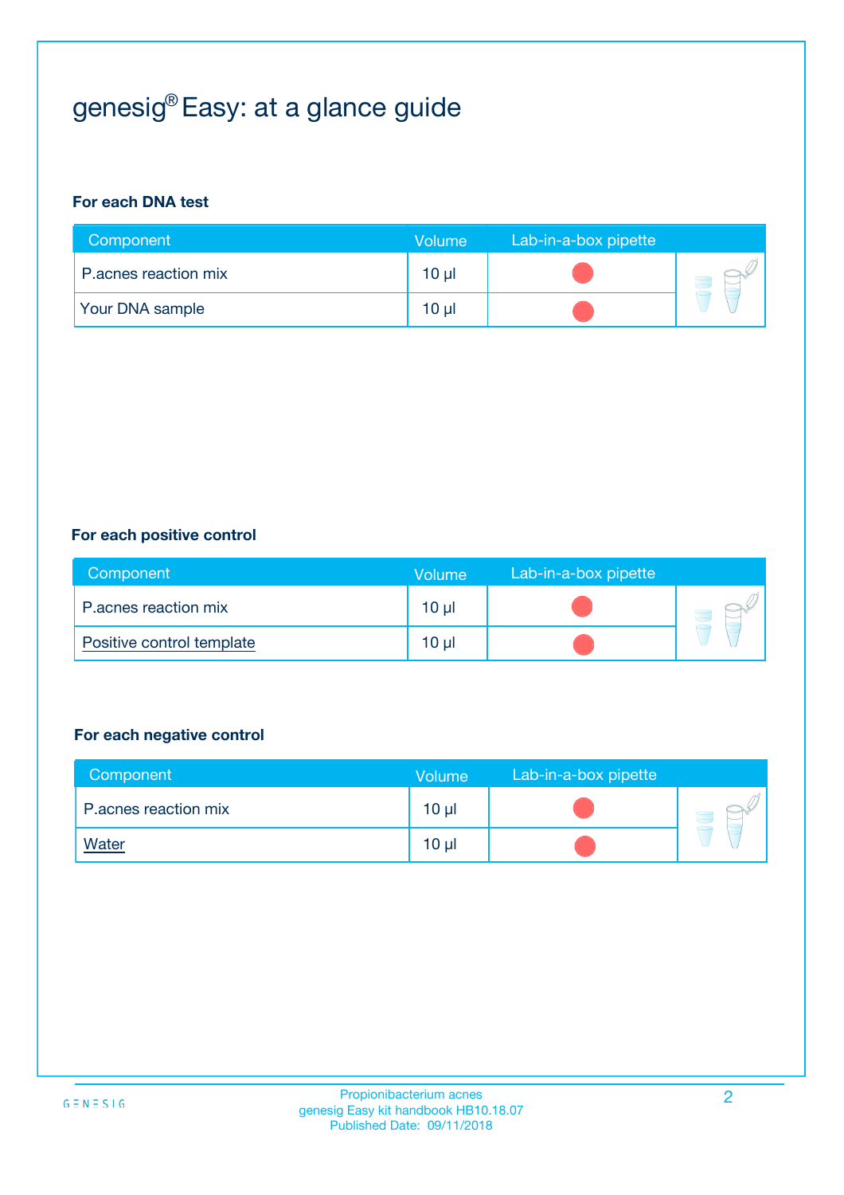# genesig® Easy: at a glance guide

### For each DNA test

| Component | Volume | Lab-in-a-box pipette |
|---|---|---|
| P.acnes reaction mix | 10 µl | |
| Your DNA sample | 10 µl | |

### For each positive control

| Component | Volume | Lab-in-a-box pipette |
|---|---|---|
| P.acnes reaction mix | 10 µl | |
| Positive control template | 10 µl | |

### For each negative control

| Component | Volume | Lab-in-a-box pipette |
|---|---|---|
| P.acnes reaction mix | 10 µl | |
| Water | 10 µl | |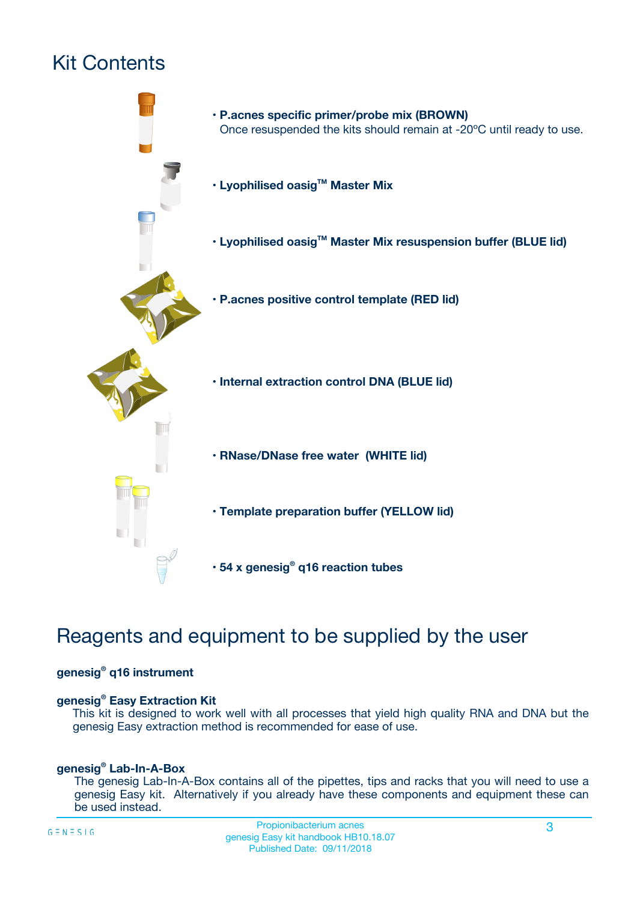# Kit Contents

- **P.acnes specific primer/probe mix (BROWN)**
  Once resuspended the kits should remain at -20ºC until ready to use.
- **Lyophilised oasig™ Master Mix**
- **Lyophilised oasig™ Master Mix resuspension buffer (BLUE lid)**
- **P.acnes positive control template (RED lid)**
- **Internal extraction control DNA (BLUE lid)**
- **RNase/DNase free water (WHITE lid)**
- **Template preparation buffer (YELLOW lid)**
- **54 x genesig® q16 reaction tubes**

# Reagents and equipment to be supplied by the user

**genesig® q16 instrument**

**genesig® Easy Extraction Kit**

This kit is designed to work well with all processes that yield high quality RNA and DNA but the genesig Easy extraction method is recommended for ease of use.

**genesig® Lab-In-A-Box**

The genesig Lab-In-A-Box contains all of the pipettes, tips and racks that you will need to use a genesig Easy kit. Alternatively if you already have these components and equipment these can be used instead.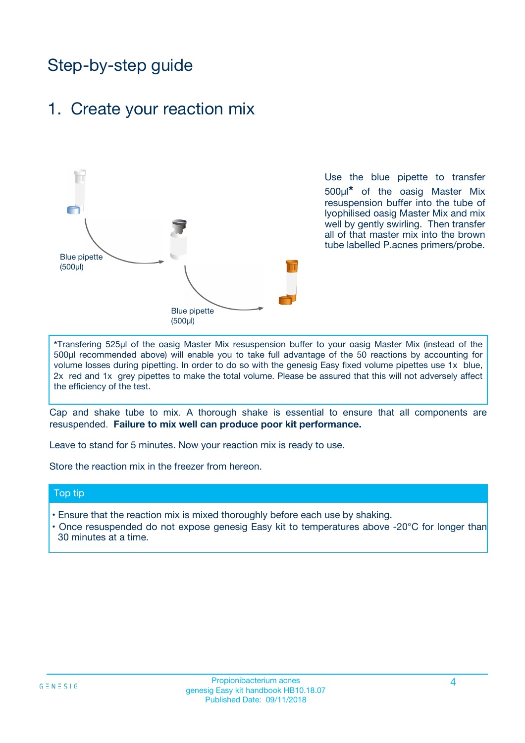# Step-by-step guide

## 1. Create your reaction mix

Blue pipette (500µl)

Blue pipette (500µl)

Use the blue pipette to transfer 500µl* of the oasig Master Mix resuspension buffer into the tube of lyophilised oasig Master Mix and mix well by gently swirling. Then transfer all of that master mix into the brown tube labelled P.acnes primers/probe.

*Transfering 525µl of the oasig Master Mix resuspension buffer to your oasig Master Mix (instead of the 500µl recommended above) will enable you to take full advantage of the 50 reactions by accounting for volume losses during pipetting. In order to do so with the genesig Easy fixed volume pipettes use 1x blue, 2x red and 1x grey pipettes to make the total volume. Please be assured that this will not adversely affect the efficiency of the test.

Cap and shake tube to mix. A thorough shake is essential to ensure that all components are resuspended. **Failure to mix well can produce poor kit performance.**

Leave to stand for 5 minutes. Now your reaction mix is ready to use.

Store the reaction mix in the freezer from hereon.

### Top tip

- Ensure that the reaction mix is mixed thoroughly before each use by shaking.
- Once resuspended do not expose genesig Easy kit to temperatures above -20°C for longer than 30 minutes at a time.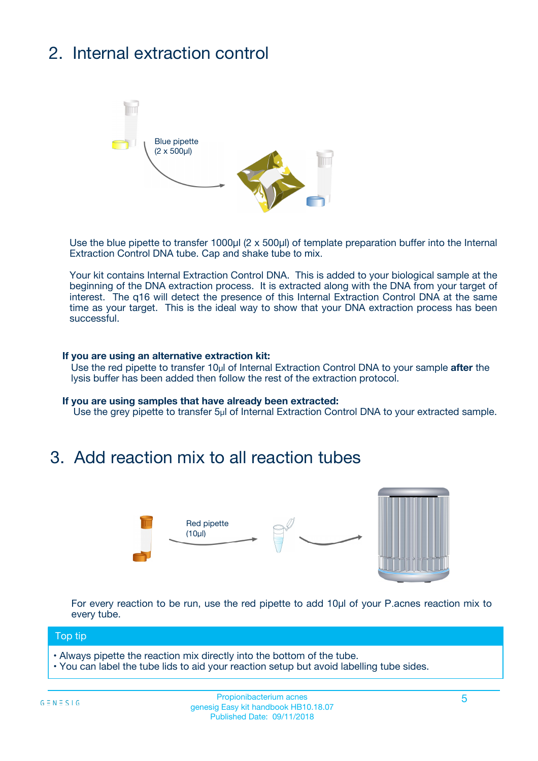## 2. Internal extraction control

Blue pipette (2 x 500µl)

Use the blue pipette to transfer 1000µl (2 x 500µl) of template preparation buffer into the Internal Extraction Control DNA tube. Cap and shake tube to mix.

Your kit contains Internal Extraction Control DNA. This is added to your biological sample at the beginning of the DNA extraction process. It is extracted along with the DNA from your target of interest. The q16 will detect the presence of this Internal Extraction Control DNA at the same time as your target. This is the ideal way to show that your DNA extraction process has been successful.

**If you are using an alternative extraction kit:**

Use the red pipette to transfer 10µl of Internal Extraction Control DNA to your sample **after** the lysis buffer has been added then follow the rest of the extraction protocol.

**If you are using samples that have already been extracted:**

Use the grey pipette to transfer 5µl of Internal Extraction Control DNA to your extracted sample.

## 3. Add reaction mix to all reaction tubes

Red pipette (10µl)

For every reaction to be run, use the red pipette to add 10µl of your P.acnes reaction mix to every tube.

**Top tip**

- Always pipette the reaction mix directly into the bottom of the tube.
- You can label the tube lids to aid your reaction setup but avoid labelling tube sides.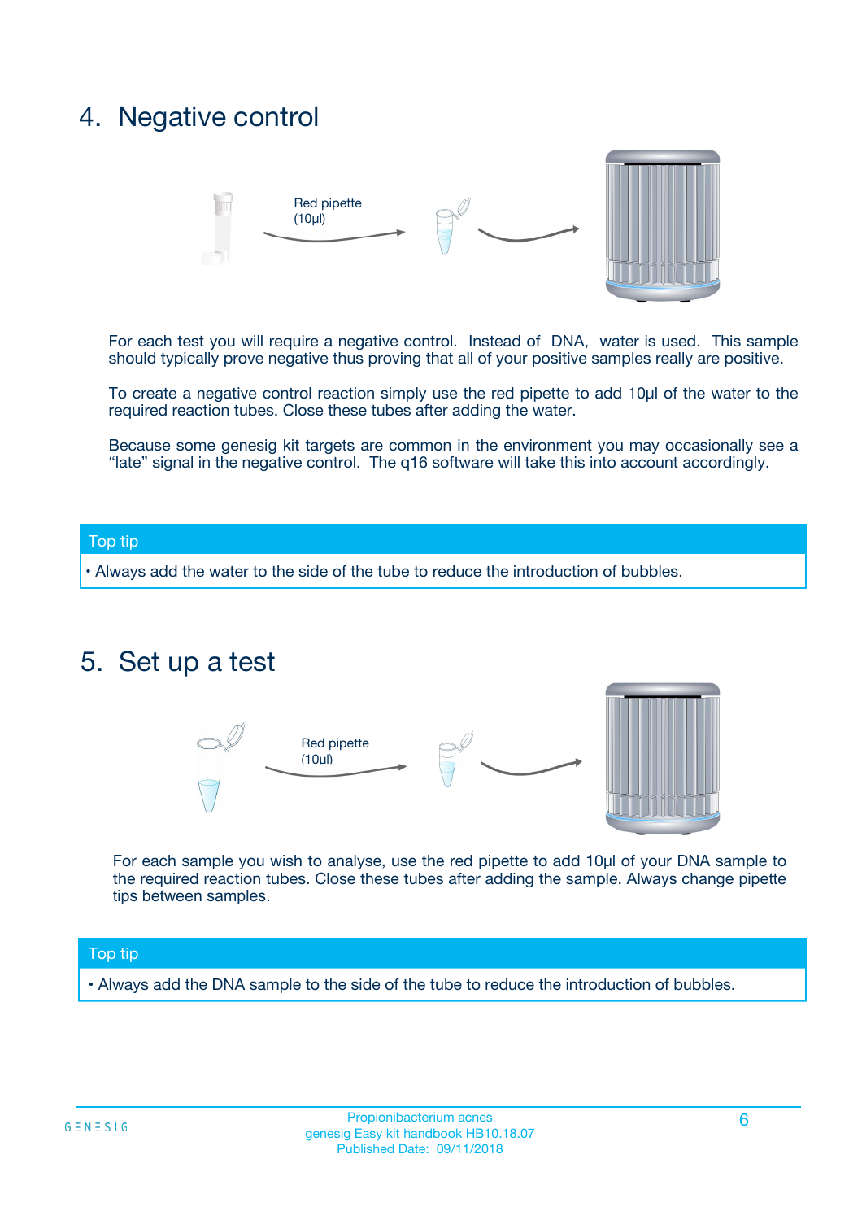## 4. Negative control

Red pipette (10µl)

For each test you will require a negative control. Instead of DNA, water is used. This sample should typically prove negative thus proving that all of your positive samples really are positive.

To create a negative control reaction simply use the red pipette to add 10µl of the water to the required reaction tubes. Close these tubes after adding the water.

Because some genesig kit targets are common in the environment you may occasionally see a "late" signal in the negative control. The q16 software will take this into account accordingly.

**Top tip**

- Always add the water to the side of the tube to reduce the introduction of bubbles.

## 5. Set up a test

Red pipette (10µl)

For each sample you wish to analyse, use the red pipette to add 10µl of your DNA sample to the required reaction tubes. Close these tubes after adding the sample. Always change pipette tips between samples.

**Top tip**

- Always add the DNA sample to the side of the tube to reduce the introduction of bubbles.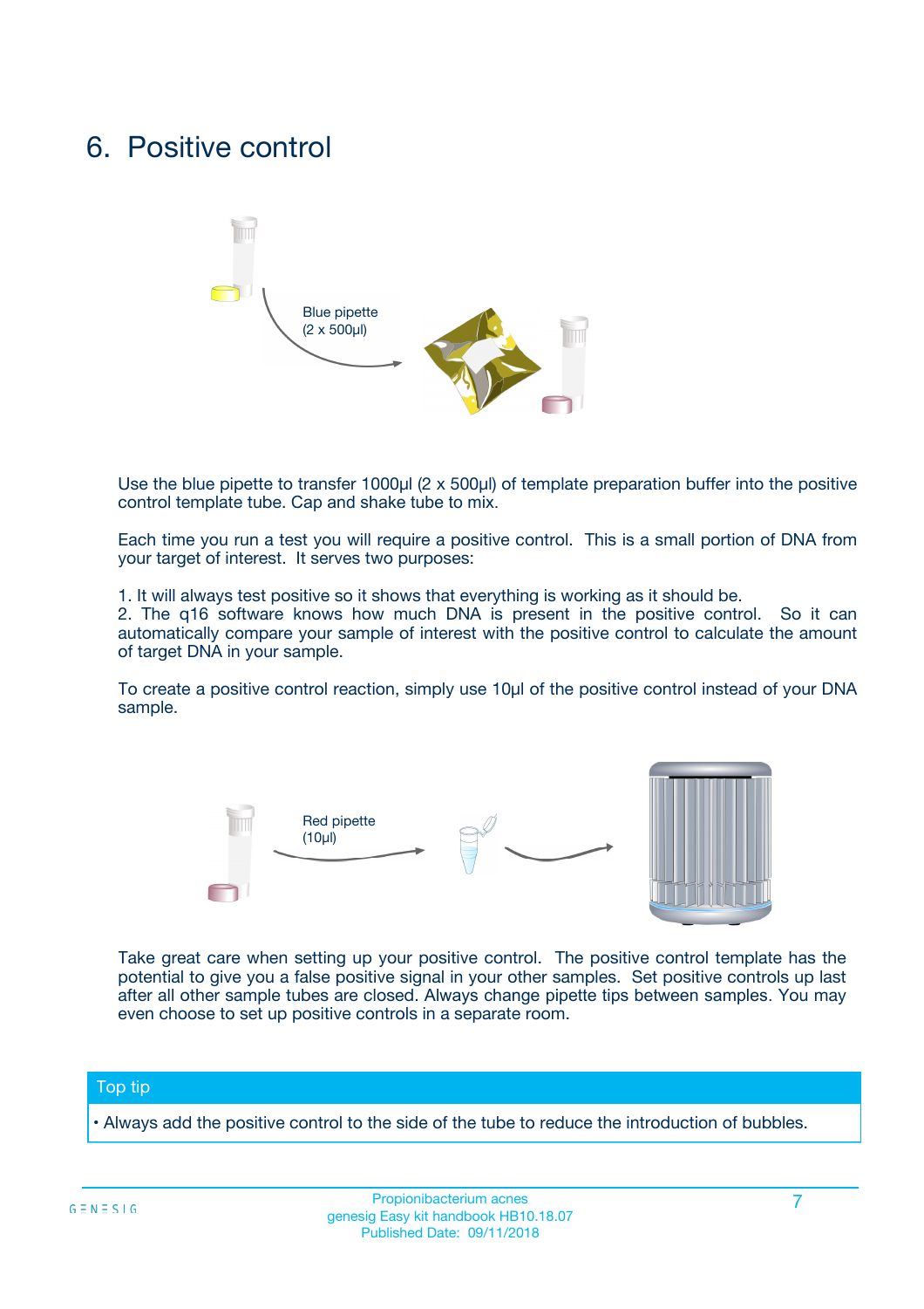# 6. Positive control

Blue pipette
(2 x 500µl)

Use the blue pipette to transfer 1000µl (2 x 500µl) of template preparation buffer into the positive control template tube. Cap and shake tube to mix.

Each time you run a test you will require a positive control. This is a small portion of DNA from your target of interest. It serves two purposes:

1. It will always test positive so it shows that everything is working as it should be.
2. The q16 software knows how much DNA is present in the positive control. So it can automatically compare your sample of interest with the positive control to calculate the amount of target DNA in your sample.

To create a positive control reaction, simply use 10µl of the positive control instead of your DNA sample.

Red pipette
(10µl)

Take great care when setting up your positive control. The positive control template has the potential to give you a false positive signal in your other samples. Set positive controls up last after all other sample tubes are closed. Always change pipette tips between samples. You may even choose to set up positive controls in a separate room.

**Top tip**

• Always add the positive control to the side of the tube to reduce the introduction of bubbles.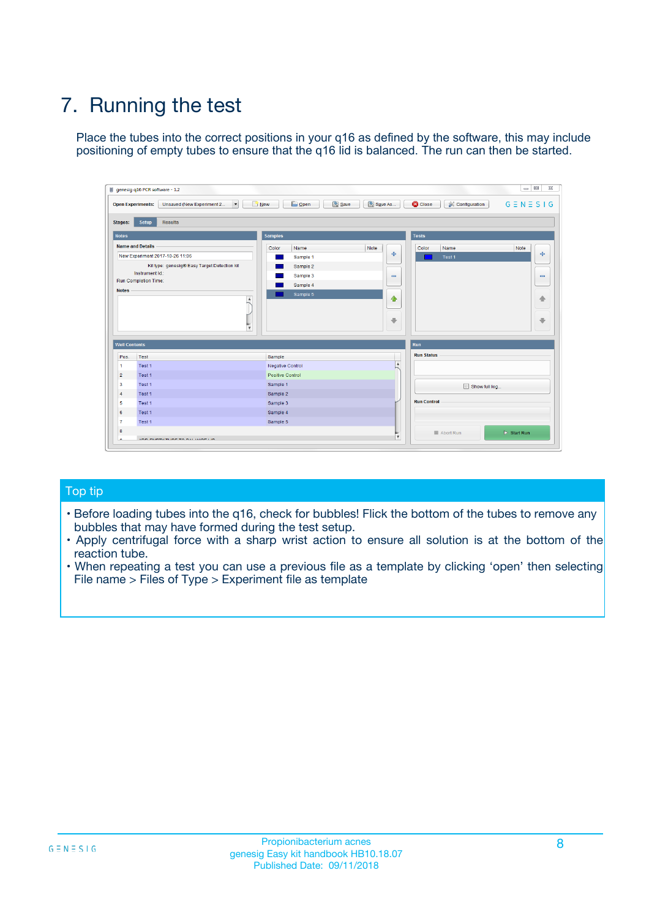# 7. Running the test

Place the tubes into the correct positions in your q16 as defined by the software, this may include positioning of empty tubes to ensure that the q16 lid is balanced. The run can then be started.

## Top tip

- Before loading tubes into the q16, check for bubbles! Flick the bottom of the tubes to remove any bubbles that may have formed during the test setup.
- Apply centrifugal force with a sharp wrist action to ensure all solution is at the bottom of the reaction tube.
- When repeating a test you can use a previous file as a template by clicking 'open' then selecting File name > Files of Type > Experiment file as template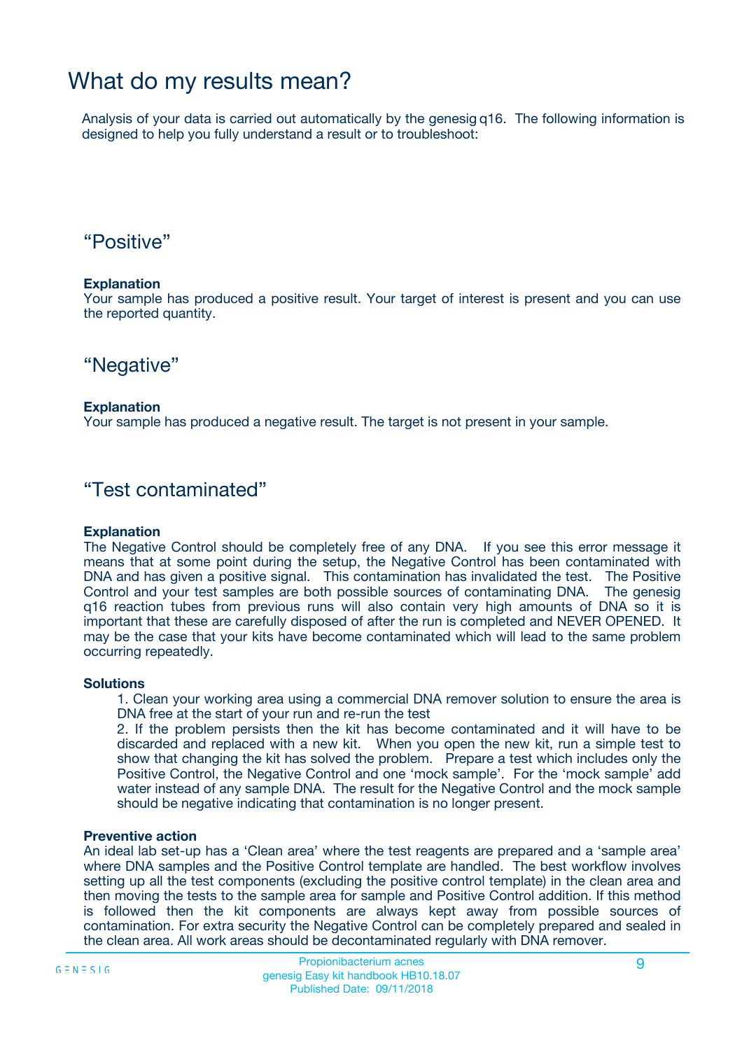# What do my results mean?

Analysis of your data is carried out automatically by the genesig q16. The following information is designed to help you fully understand a result or to troubleshoot:

## “Positive”

**Explanation**

Your sample has produced a positive result. Your target of interest is present and you can use the reported quantity.

## “Negative”

**Explanation**

Your sample has produced a negative result. The target is not present in your sample.

## “Test contaminated”

**Explanation**

The Negative Control should be completely free of any DNA. If you see this error message it means that at some point during the setup, the Negative Control has been contaminated with DNA and has given a positive signal. This contamination has invalidated the test. The Positive Control and your test samples are both possible sources of contaminating DNA. The genesig q16 reaction tubes from previous runs will also contain very high amounts of DNA so it is important that these are carefully disposed of after the run is completed and NEVER OPENED. It may be the case that your kits have become contaminated which will lead to the same problem occurring repeatedly.

**Solutions**

1. Clean your working area using a commercial DNA remover solution to ensure the area is DNA free at the start of your run and re-run the test
2. If the problem persists then the kit has become contaminated and it will have to be discarded and replaced with a new kit. When you open the new kit, run a simple test to show that changing the kit has solved the problem. Prepare a test which includes only the Positive Control, the Negative Control and one ‘mock sample’. For the ‘mock sample’ add water instead of any sample DNA. The result for the Negative Control and the mock sample should be negative indicating that contamination is no longer present.

**Preventive action**

An ideal lab set-up has a ‘Clean area’ where the test reagents are prepared and a ‘sample area’ where DNA samples and the Positive Control template are handled. The best workflow involves setting up all the test components (excluding the positive control template) in the clean area and then moving the tests to the sample area for sample and Positive Control addition. If this method is followed then the kit components are always kept away from possible sources of contamination. For extra security the Negative Control can be completely prepared and sealed in the clean area. All work areas should be decontaminated regularly with DNA remover.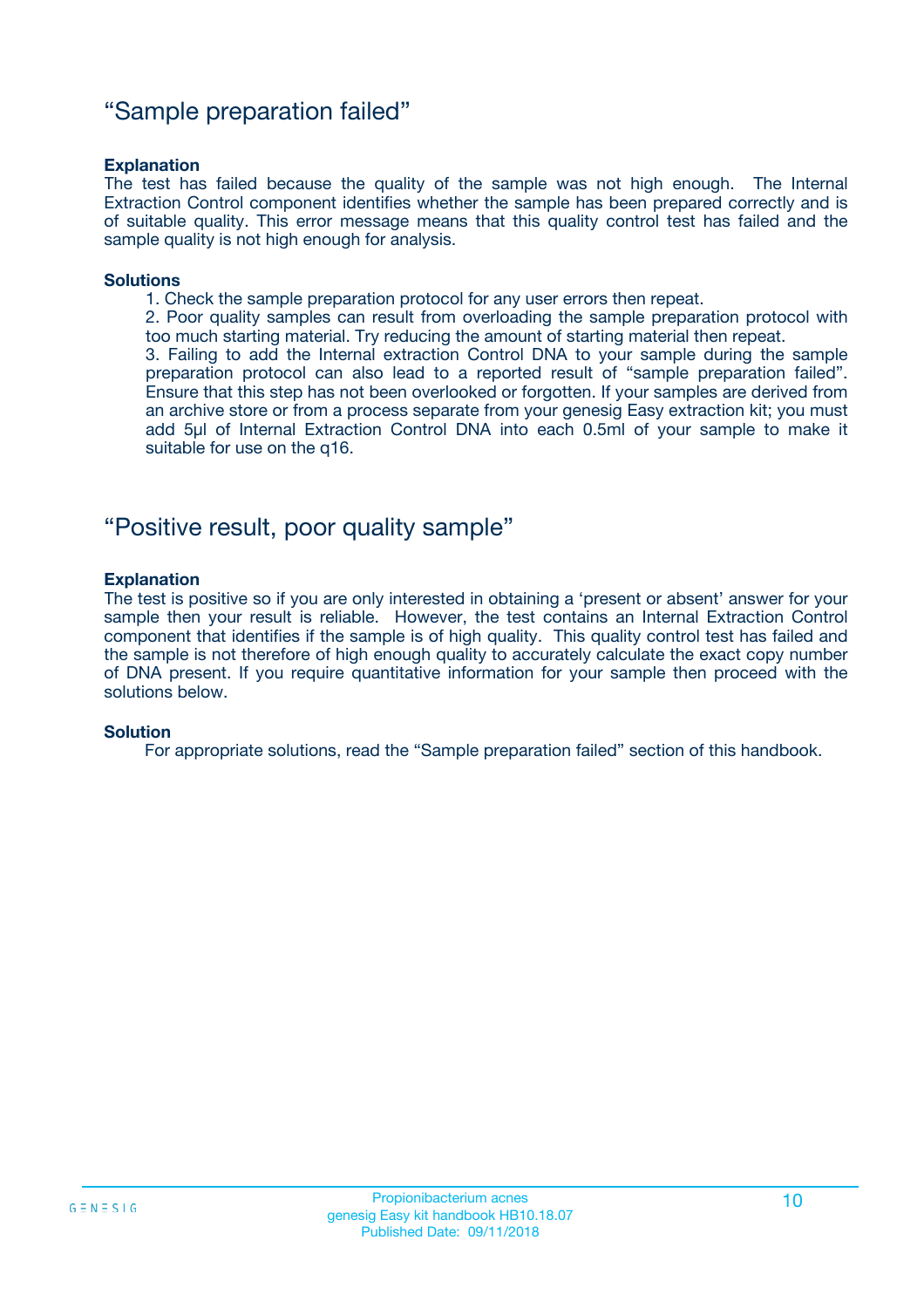## “Sample preparation failed”

**Explanation**

The test has failed because the quality of the sample was not high enough. The Internal Extraction Control component identifies whether the sample has been prepared correctly and is of suitable quality. This error message means that this quality control test has failed and the sample quality is not high enough for analysis.

**Solutions**

1. Check the sample preparation protocol for any user errors then repeat.
2. Poor quality samples can result from overloading the sample preparation protocol with too much starting material. Try reducing the amount of starting material then repeat.
3. Failing to add the Internal extraction Control DNA to your sample during the sample preparation protocol can also lead to a reported result of “sample preparation failed”. Ensure that this step has not been overlooked or forgotten. If your samples are derived from an archive store or from a process separate from your genesig Easy extraction kit; you must add 5µl of Internal Extraction Control DNA into each 0.5ml of your sample to make it suitable for use on the q16.

## “Positive result, poor quality sample”

**Explanation**

The test is positive so if you are only interested in obtaining a ‘present or absent’ answer for your sample then your result is reliable. However, the test contains an Internal Extraction Control component that identifies if the sample is of high quality. This quality control test has failed and the sample is not therefore of high enough quality to accurately calculate the exact copy number of DNA present. If you require quantitative information for your sample then proceed with the solutions below.

**Solution**

For appropriate solutions, read the “Sample preparation failed” section of this handbook.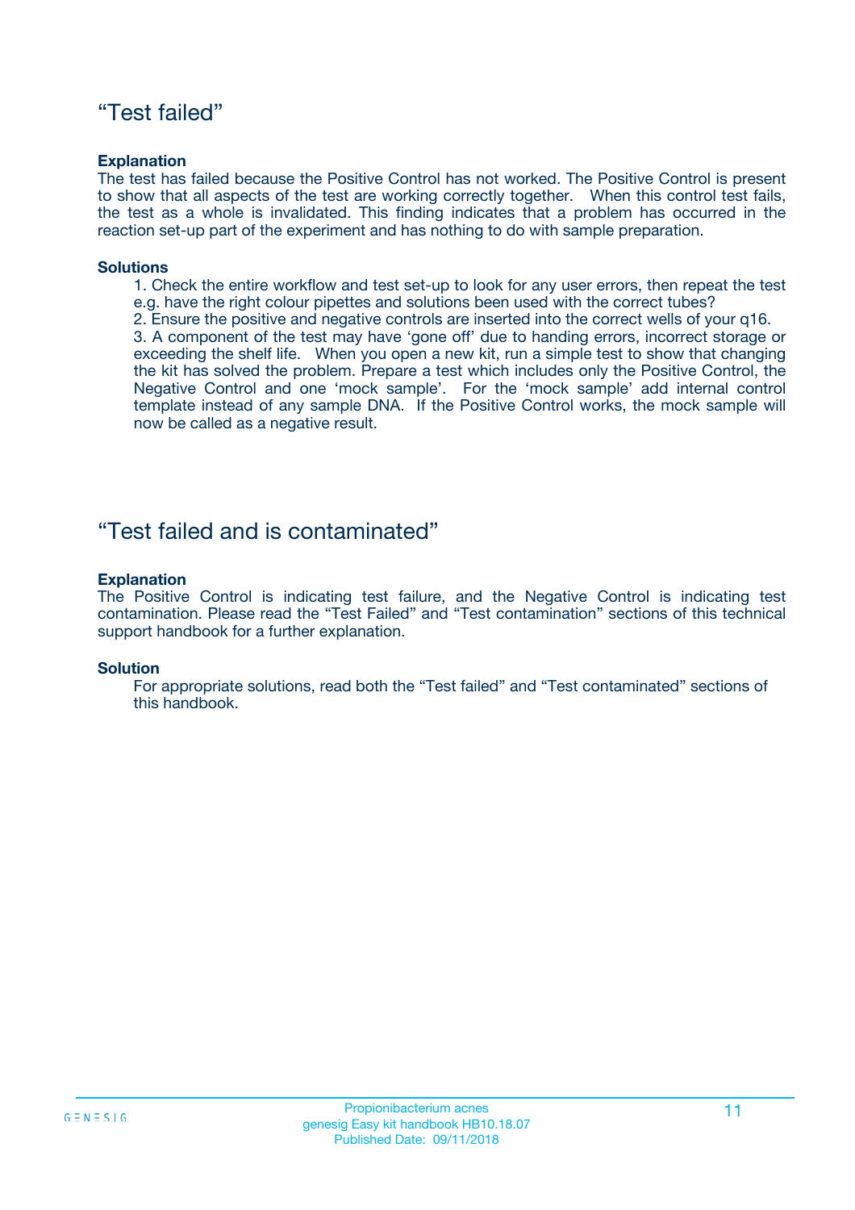## "Test failed"

**Explanation**

The test has failed because the Positive Control has not worked. The Positive Control is present to show that all aspects of the test are working correctly together. When this control test fails, the test as a whole is invalidated. This finding indicates that a problem has occurred in the reaction set-up part of the experiment and has nothing to do with sample preparation.

**Solutions**

1. Check the entire workflow and test set-up to look for any user errors, then repeat the test e.g. have the right colour pipettes and solutions been used with the correct tubes?
2. Ensure the positive and negative controls are inserted into the correct wells of your q16.
3. A component of the test may have 'gone off' due to handing errors, incorrect storage or exceeding the shelf life. When you open a new kit, run a simple test to show that changing the kit has solved the problem. Prepare a test which includes only the Positive Control, the Negative Control and one 'mock sample'. For the 'mock sample' add internal control template instead of any sample DNA. If the Positive Control works, the mock sample will now be called as a negative result.

## "Test failed and is contaminated"

**Explanation**

The Positive Control is indicating test failure, and the Negative Control is indicating test contamination. Please read the "Test Failed" and "Test contamination" sections of this technical support handbook for a further explanation.

**Solution**

For appropriate solutions, read both the "Test failed" and "Test contaminated" sections of this handbook.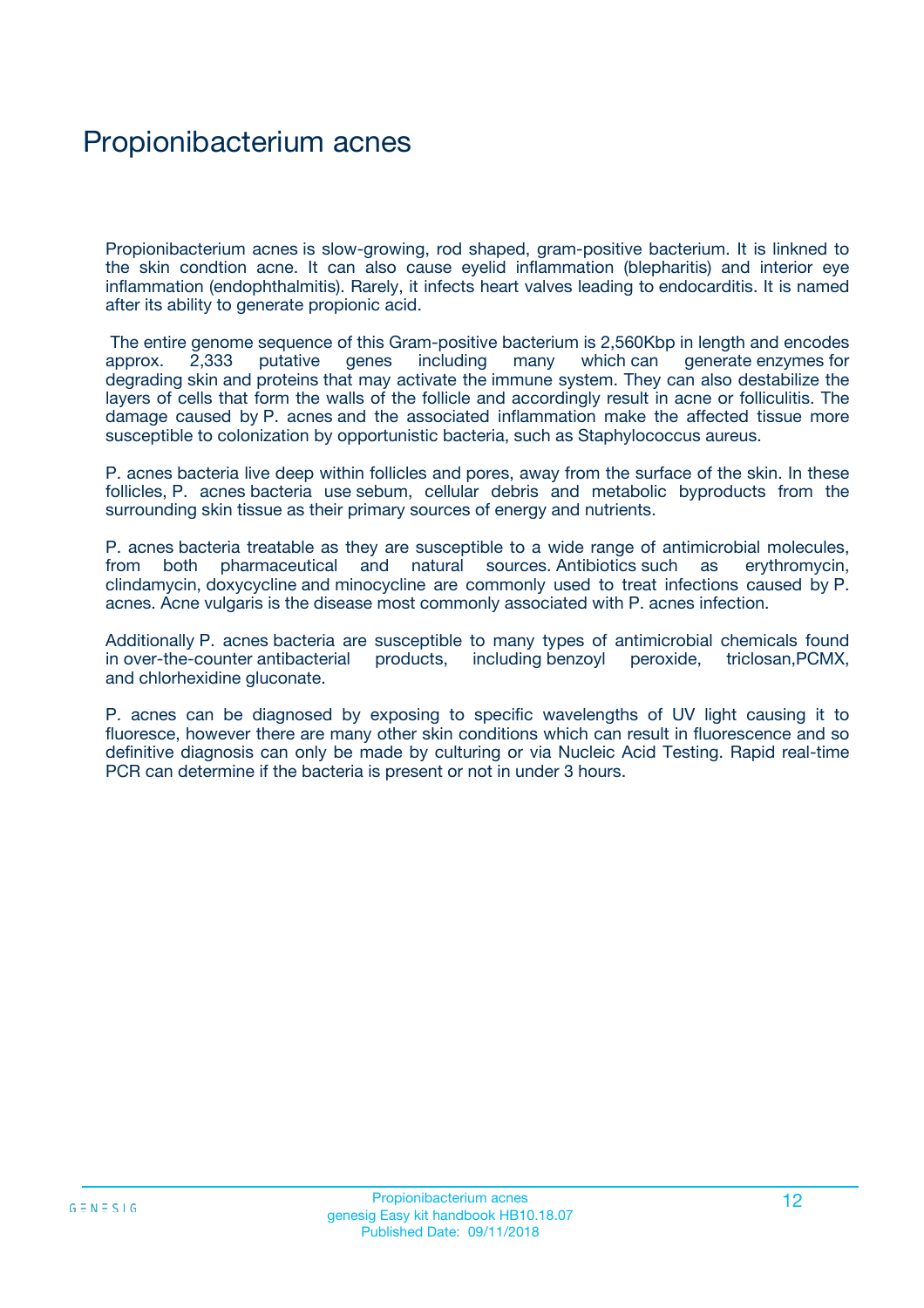# Propionibacterium acnes

Propionibacterium acnes is slow-growing, rod shaped, gram-positive bacterium. It is linkned to the skin condtion acne. It can also cause eyelid inflammation (blepharitis) and interior eye inflammation (endophthalmitis). Rarely, it infects heart valves leading to endocarditis. It is named after its ability to generate propionic acid.

The entire genome sequence of this Gram-positive bacterium is 2,560Kbp in length and encodes approx. 2,333 putative genes including many which can generate enzymes for degrading skin and proteins that may activate the immune system. They can also destabilize the layers of cells that form the walls of the follicle and accordingly result in acne or folliculitis. The damage caused by P. acnes and the associated inflammation make the affected tissue more susceptible to colonization by opportunistic bacteria, such as Staphylococcus aureus.

P. acnes bacteria live deep within follicles and pores, away from the surface of the skin. In these follicles, P. acnes bacteria use sebum, cellular debris and metabolic byproducts from the surrounding skin tissue as their primary sources of energy and nutrients.

P. acnes bacteria treatable as they are susceptible to a wide range of antimicrobial molecules, from both pharmaceutical and natural sources. Antibiotics such as erythromycin, clindamycin, doxycycline and minocycline are commonly used to treat infections caused by P. acnes. Acne vulgaris is the disease most commonly associated with P. acnes infection.

Additionally P. acnes bacteria are susceptible to many types of antimicrobial chemicals found in over-the-counter antibacterial products, including benzoyl peroxide, triclosan,PCMX, and chlorhexidine gluconate.

P. acnes can be diagnosed by exposing to specific wavelengths of UV light causing it to fluoresce, however there are many other skin conditions which can result in fluorescence and so definitive diagnosis can only be made by culturing or via Nucleic Acid Testing. Rapid real-time PCR can determine if the bacteria is present or not in under 3 hours.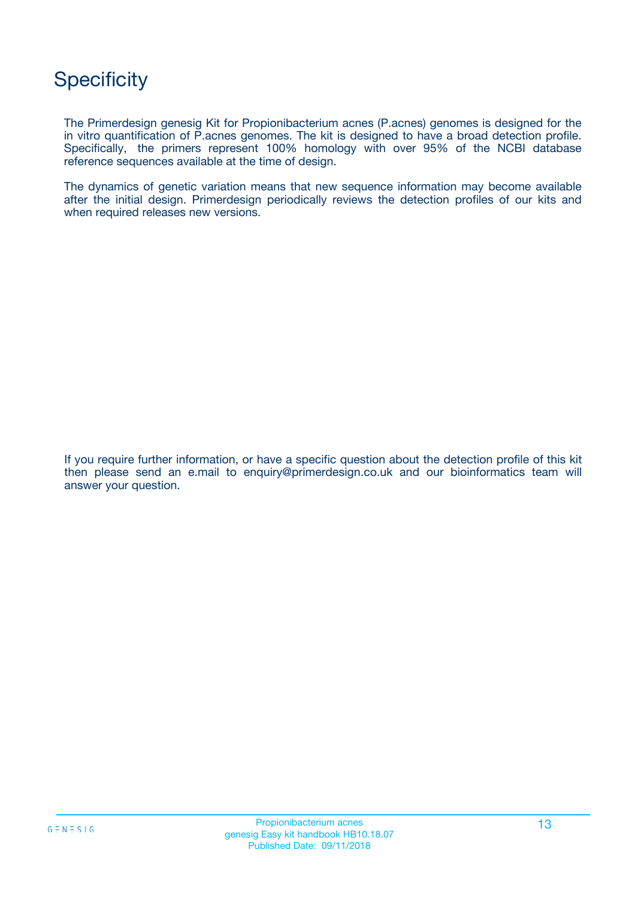# Specificity

The Primerdesign genesig Kit for Propionibacterium acnes (P.acnes) genomes is designed for the in vitro quantification of P.acnes genomes. The kit is designed to have a broad detection profile. Specifically, the primers represent 100% homology with over 95% of the NCBI database reference sequences available at the time of design.

The dynamics of genetic variation means that new sequence information may become available after the initial design. Primerdesign periodically reviews the detection profiles of our kits and when required releases new versions.

If you require further information, or have a specific question about the detection profile of this kit then please send an e.mail to enquiry@primerdesign.co.uk and our bioinformatics team will answer your question.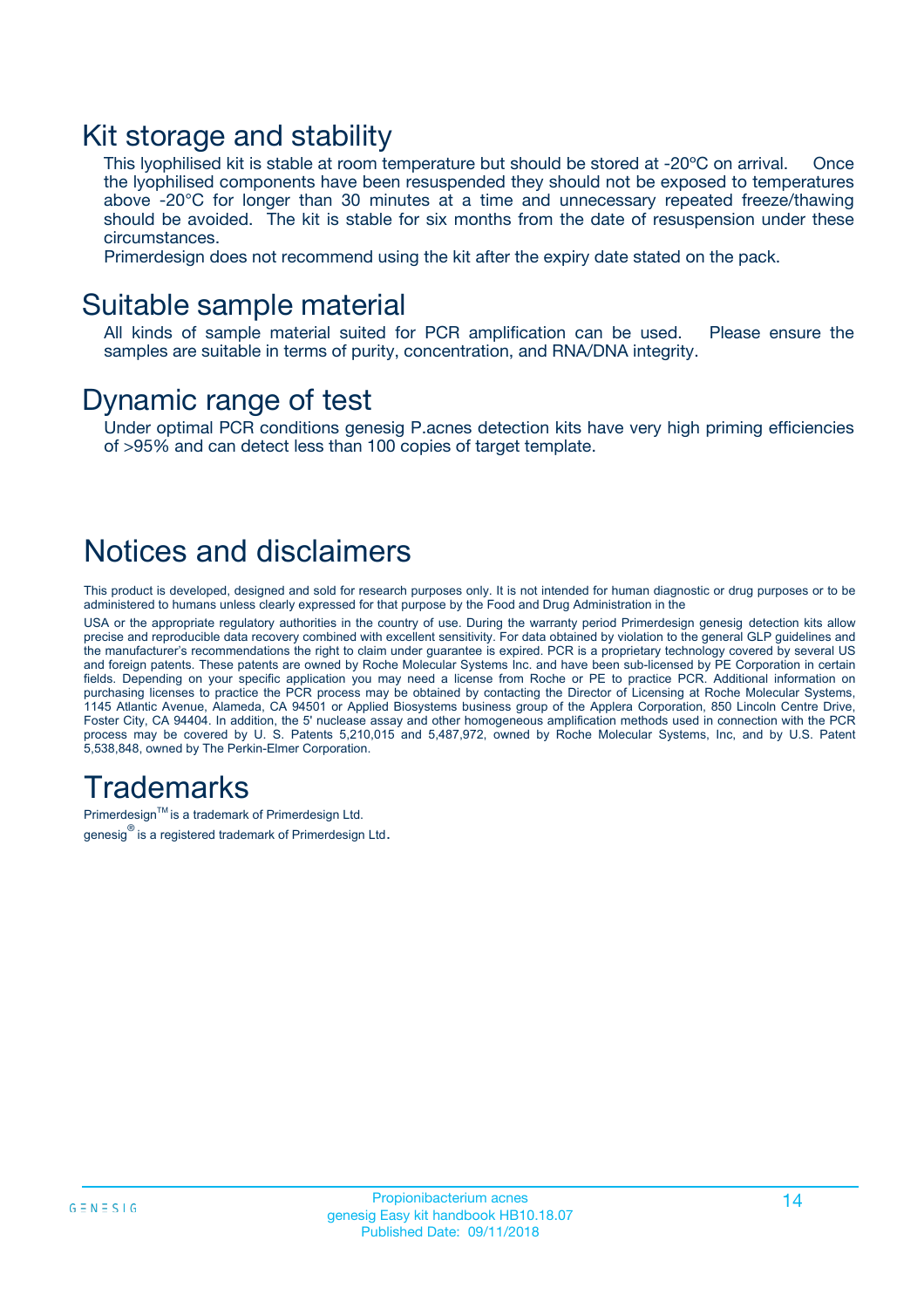## Kit storage and stability

This lyophilised kit is stable at room temperature but should be stored at -20ºC on arrival. Once the lyophilised components have been resuspended they should not be exposed to temperatures above -20°C for longer than 30 minutes at a time and unnecessary repeated freeze/thawing should be avoided. The kit is stable for six months from the date of resuspension under these circumstances.

Primerdesign does not recommend using the kit after the expiry date stated on the pack.

## Suitable sample material

All kinds of sample material suited for PCR amplification can be used. Please ensure the samples are suitable in terms of purity, concentration, and RNA/DNA integrity.

## Dynamic range of test

Under optimal PCR conditions genesig P.acnes detection kits have very high priming efficiencies of >95% and can detect less than 100 copies of target template.

## Notices and disclaimers

This product is developed, designed and sold for research purposes only. It is not intended for human diagnostic or drug purposes or to be administered to humans unless clearly expressed for that purpose by the Food and Drug Administration in the

USA or the appropriate regulatory authorities in the country of use. During the warranty period Primerdesign genesig detection kits allow precise and reproducible data recovery combined with excellent sensitivity. For data obtained by violation to the general GLP guidelines and the manufacturer's recommendations the right to claim under guarantee is expired. PCR is a proprietary technology covered by several US and foreign patents. These patents are owned by Roche Molecular Systems Inc. and have been sub-licensed by PE Corporation in certain fields. Depending on your specific application you may need a license from Roche or PE to practice PCR. Additional information on purchasing licenses to practice the PCR process may be obtained by contacting the Director of Licensing at Roche Molecular Systems, 1145 Atlantic Avenue, Alameda, CA 94501 or Applied Biosystems business group of the Applera Corporation, 850 Lincoln Centre Drive, Foster City, CA 94404. In addition, the 5' nuclease assay and other homogeneous amplification methods used in connection with the PCR process may be covered by U. S. Patents 5,210,015 and 5,487,972, owned by Roche Molecular Systems, Inc, and by U.S. Patent 5,538,848, owned by The Perkin-Elmer Corporation.

## Trademarks

Primerdesign™ is a trademark of Primerdesign Ltd.

genesig® is a registered trademark of Primerdesign Ltd.